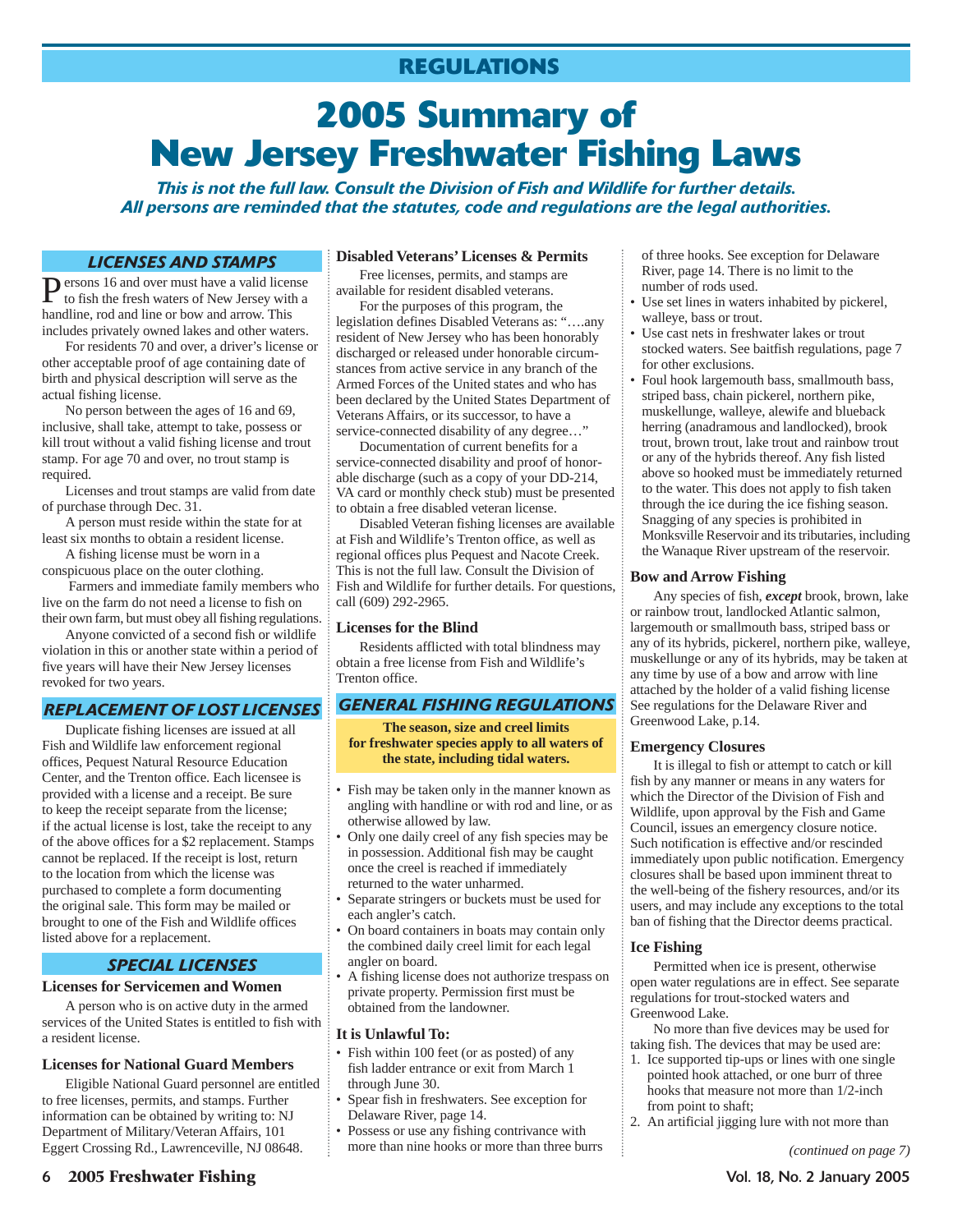# REGULATIONS

# 2005 Summary of New Jersey Freshwater Fishing Laws

***This is not the full law. Consult the Division of Fish and Wildlife for further details. All persons are reminded that the statutes, code and regulations are the legal authorities.***

## LICENSES AND STAMPS

Persons 16 and over must have a valid license to fish the fresh waters of New Jersey with a handline, rod and line or bow and arrow. This includes privately owned lakes and other waters.

For residents 70 and over, a driver's license or other acceptable proof of age containing date of birth and physical description will serve as the actual fishing license.

No person between the ages of 16 and 69, inclusive, shall take, attempt to take, possess or kill trout without a valid fishing license and trout stamp. For age 70 and over, no trout stamp is required.

Licenses and trout stamps are valid from date of purchase through Dec. 31.

A person must reside within the state for at least six months to obtain a resident license.

A fishing license must be worn in a conspicuous place on the outer clothing.

Farmers and immediate family members who live on the farm do not need a license to fish on their own farm, but must obey all fishing regulations.

Anyone convicted of a second fish or wildlife violation in this or another state within a period of five years will have their New Jersey licenses revoked for two years.

## REPLACEMENT OF LOST LICENSES

Duplicate fishing licenses are issued at all Fish and Wildlife law enforcement regional offices, Pequest Natural Resource Education Center, and the Trenton office. Each licensee is provided with a license and a receipt. Be sure to keep the receipt separate from the license; if the actual license is lost, take the receipt to any of the above offices for a $2 replacement. Stamps cannot be replaced. If the receipt is lost, return to the location from which the license was purchased to complete a form documenting the original sale. This form may be mailed or brought to one of the Fish and Wildlife offices listed above for a replacement.

## SPECIAL LICENSES

### Licenses for Servicemen and Women

A person who is on active duty in the armed services of the United States is entitled to fish with a resident license.

### Licenses for National Guard Members

Eligible National Guard personnel are entitled to free licenses, permits, and stamps. Further information can be obtained by writing to: NJ Department of Military/Veteran Affairs, 101 Eggert Crossing Rd., Lawrenceville, NJ 08648.

### Disabled Veterans' Licenses & Permits

Free licenses, permits, and stamps are available for resident disabled veterans.

For the purposes of this program, the legislation defines Disabled Veterans as: "….any resident of New Jersey who has been honorably discharged or released under honorable circumstances from active service in any branch of the Armed Forces of the United states and who has been declared by the United States Department of Veterans Affairs, or its successor, to have a service-connected disability of any degree…"

Documentation of current benefits for a service-connected disability and proof of honorable discharge (such as a copy of your DD-214, VA card or monthly check stub) must be presented to obtain a free disabled veteran license.

Disabled Veteran fishing licenses are available at Fish and Wildlife's Trenton office, as well as regional offices plus Pequest and Nacote Creek. This is not the full law. Consult the Division of Fish and Wildlife for further details. For questions, call (609) 292-2965.

### Licenses for the Blind

Residents afflicted with total blindness may obtain a free license from Fish and Wildlife's Trenton office.

## GENERAL FISHING REGULATIONS

**The season, size and creel limits for freshwater species apply to all waters of the state, including tidal waters.**

- Fish may be taken only in the manner known as angling with handline or with rod and line, or as otherwise allowed by law.
- Only one daily creel of any fish species may be in possession. Additional fish may be caught once the creel is reached if immediately returned to the water unharmed.
- Separate stringers or buckets must be used for each angler's catch.
- On board containers in boats may contain only the combined daily creel limit for each legal angler on board.
- A fishing license does not authorize trespass on private property. Permission first must be obtained from the landowner.

### It is Unlawful To:

- Fish within 100 feet (or as posted) of any fish ladder entrance or exit from March 1 through June 30.
- Spear fish in freshwaters. See exception for Delaware River, page 14.
- Possess or use any fishing contrivance with more than nine hooks or more than three burrs of three hooks. See exception for Delaware River, page 14. There is no limit to the number of rods used.
- Use set lines in waters inhabited by pickerel, walleye, bass or trout.
- Use cast nets in freshwater lakes or trout stocked waters. See baitfish regulations, page 7 for other exclusions.
- Foul hook largemouth bass, smallmouth bass, striped bass, chain pickerel, northern pike, muskellunge, walleye, alewife and blueback herring (anadramous and landlocked), brook trout, brown trout, lake trout and rainbow trout or any of the hybrids thereof. Any fish listed above so hooked must be immediately returned to the water. This does not apply to fish taken through the ice during the ice fishing season. Snagging of any species is prohibited in Monksville Reservoir and its tributaries, including the Wanaque River upstream of the reservoir.

### Bow and Arrow Fishing

Any species of fish, ***except*** brook, brown, lake or rainbow trout, landlocked Atlantic salmon, largemouth or smallmouth bass, striped bass or any of its hybrids, pickerel, northern pike, walleye, muskellunge or any of its hybrids, may be taken at any time by use of a bow and arrow with line attached by the holder of a valid fishing license See regulations for the Delaware River and Greenwood Lake, p.14.

### Emergency Closures

It is illegal to fish or attempt to catch or kill fish by any manner or means in any waters for which the Director of the Division of Fish and Wildlife, upon approval by the Fish and Game Council, issues an emergency closure notice. Such notification is effective and/or rescinded immediately upon public notification. Emergency closures shall be based upon imminent threat to the well-being of the fishery resources, and/or its users, and may include any exceptions to the total ban of fishing that the Director deems practical.

### Ice Fishing

Permitted when ice is present, otherwise open water regulations are in effect. See separate regulations for trout-stocked waters and Greenwood Lake.

No more than five devices may be used for taking fish. The devices that may be used are:

1. Ice supported tip-ups or lines with one single pointed hook attached, or one burr of three hooks that measure not more than 1/2-inch from point to shaft;
2. An artificial jigging lure with not more than

*(continued on page 7)*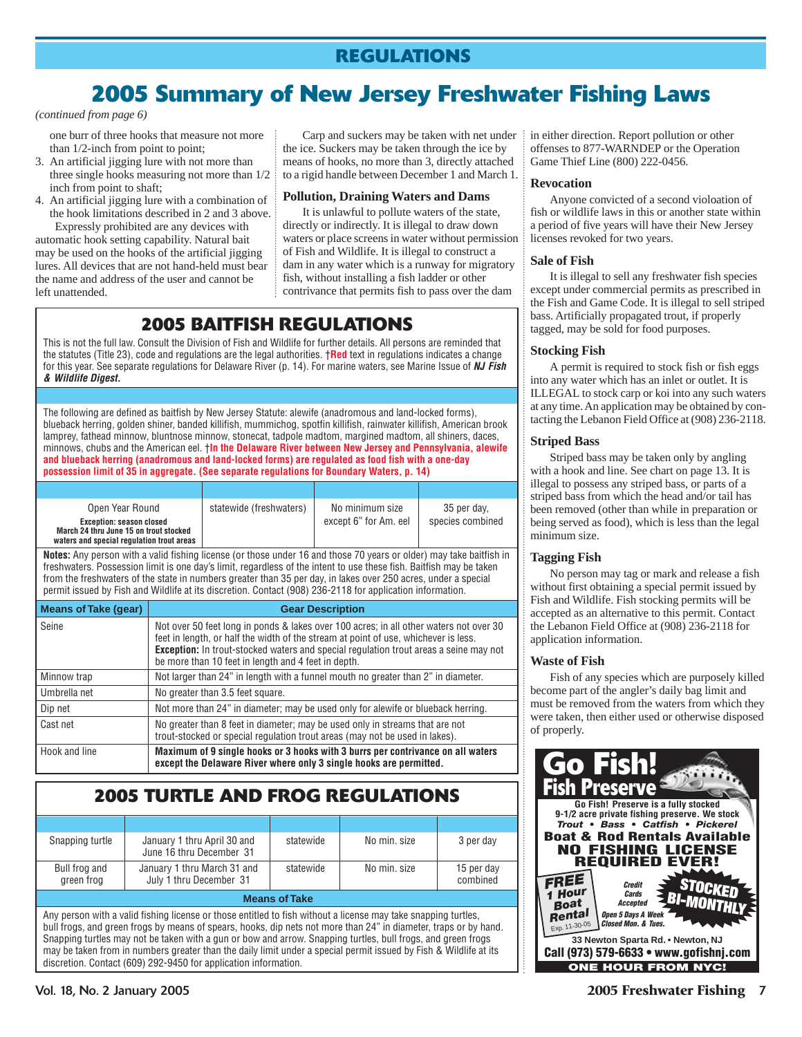REGULATIONS

# 2005 Summary of New Jersey Freshwater Fishing Laws

*(continued from page 6)*

one burr of three hooks that measure not more than 1/2-inch from point to point;

3. An artificial jigging lure with not more than three single hooks measuring not more than 1/2 inch from point to shaft;
4. An artificial jigging lure with a combination of the hook limitations described in 2 and 3 above.

Expressly prohibited are any devices with automatic hook setting capability. Natural bait may be used on the hooks of the artificial jigging lures. All devices that are not hand-held must bear the name and address of the user and cannot be left unattended.

Carp and suckers may be taken with net under the ice. Suckers may be taken through the ice by means of hooks, no more than 3, directly attached to a rigid handle between December 1 and March 1.

### Pollution, Draining Waters and Dams

It is unlawful to pollute waters of the state, directly or indirectly. It is illegal to draw down waters or place screens in water without permission of Fish and Wildlife. It is illegal to construct a dam in any water which is a runway for migratory fish, without installing a fish ladder or other contrivance that permits fish to pass over the dam in either direction. Report pollution or other offenses to 877-WARNDEP or the Operation Game Thief Line (800) 222-0456.

### Revocation

Anyone convicted of a second violoation of fish or wildlife laws in this or another state within a period of five years will have their New Jersey licenses revoked for two years.

### Sale of Fish

It is illegal to sell any freshwater fish species except under commercial permits as prescribed in the Fish and Game Code. It is illegal to sell striped bass. Artificially propagated trout, if properly tagged, may be sold for food purposes.

### Stocking Fish

A permit is required to stock fish or fish eggs into any water which has an inlet or outlet. It is ILLEGAL to stock carp or koi into any such waters at any time. An application may be obtained by contacting the Lebanon Field Office at (908) 236-2118.

### Striped Bass

Striped bass may be taken only by angling with a hook and line. See chart on page 13. It is illegal to possess any striped bass, or parts of a striped bass from which the head and/or tail has been removed (other than while in preparation or being served as food), which is less than the legal minimum size.

### Tagging Fish

No person may tag or mark and release a fish without first obtaining a special permit issued by Fish and Wildlife. Fish stocking permits will be accepted as an alternative to this permit. Contact the Lebanon Field Office at (908) 236-2118 for application information.

### Waste of Fish

Fish of any species which are purposely killed become part of the angler's daily bag limit and must be removed from the waters from which they were taken, then either used or otherwise disposed of properly.

## 2005 BAITFISH REGULATIONS

This is not the full law. Consult the Division of Fish and Wildlife for further details. All persons are reminded that the statutes (Title 23), code and regulations are the legal authorities. †**Red** text in regulations indicates a change for this year. See separate regulations for Delaware River (p. 14). For marine waters, see Marine Issue of ***NJ Fish & Wildlife Digest.***

The following are defined as baitfish by New Jersey Statute: alewife (anadromous and land-locked forms), blueback herring, golden shiner, banded killifish, mummichog, spotfin killifish, rainwater killifish, American brook lamprey, fathead minnow, bluntnose minnow, stonecat, tadpole madtom, margined madtom, all shiners, daces, minnows, chubs and the American eel. **†In the Delaware River between New Jersey and Pennsylvania, alewife and blueback herring (anadromous and land-locked forms) are regulated as food fish with a one-day possession limit of 35 in aggregate. (See separate regulations for Boundary Waters, p. 14)**

| | | | |
|---|---|---|---|
| Open Year Round<br>**Exception: season closed March 24 thru June 15 on trout stocked waters and special regulation trout areas** | statewide (freshwaters) | No minimum size except 6" for Am. eel | 35 per day, species combined |

**Notes:** Any person with a valid fishing license (or those under 16 and those 70 years or older) may take baitfish in freshwaters. Possession limit is one day's limit, regardless of the intent to use these fish. Baitfish may be taken from the freshwaters of the state in numbers greater than 35 per day, in lakes over 250 acres, under a special permit issued by Fish and Wildlife at its discretion. Contact (908) 236-2118 for application information.

| Means of Take (gear) | Gear Description |
|---|---|
| Seine | Not over 50 feet long in ponds & lakes over 100 acres; in all other waters not over 30 feet in length, or half the width of the stream at point of use, whichever is less. **Exception:** In trout-stocked waters and special regulation trout areas a seine may not be more than 10 feet in length and 4 feet in depth. |
| Minnow trap | Not larger than 24" in length with a funnel mouth no greater than 2" in diameter. |
| Umbrella net | No greater than 3.5 feet square. |
| Dip net | Not more than 24" in diameter; may be used only for alewife or blueback herring. |
| Cast net | No greater than 8 feet in diameter; may be used only in streams that are not trout-stocked or special regulation trout areas (may not be used in lakes). |
| Hook and line | **Maximum of 9 single hooks or 3 hooks with 3 burrs per contrivance on all waters except the Delaware River where only 3 single hooks are permitted.** |

## 2005 TURTLE AND FROG REGULATIONS

| | | | | |
|---|---|---|---|---|
| Snapping turtle | January 1 thru April 30 and June 16 thru December 31 | statewide | No min. size | 3 per day |
| Bull frog and green frog | January 1 thru March 31 and July 1 thru December 31 | statewide | No min. size | 15 per day combined |

**Means of Take**

Any person with a valid fishing license or those entitled to fish without a license may take snapping turtles, bull frogs, and green frogs by means of spears, hooks, dip nets not more than 24" in diameter, traps or by hand. Snapping turtles may not be taken with a gun or bow and arrow. Snapping turtles, bull frogs, and green frogs may be taken from in numbers greater than the daily limit under a special permit issued by Fish & Wildlife at its discretion. Contact (609) 292-9450 for application information.

**Go Fish! Fish Preserve**

Go Fish! Preserve is a fully stocked 9-1/2 acre private fishing preserve. We stock Trout • Bass • Catfish • Pickerel

Boat & Rod Rentals Available

NO FISHING LICENSE REQUIRED EVER!

FREE 1 Hour Boat Rental (Exp. 11-30-05)

Credit Cards Accepted

STOCKED BI-MONTHLY

Open 5 Days A Week Closed Mon. & Tues.

33 Newton Sparta Rd. • Newton, NJ

Call (973) 579-6633 • www.gofishnj.com

ONE HOUR FROM NYC!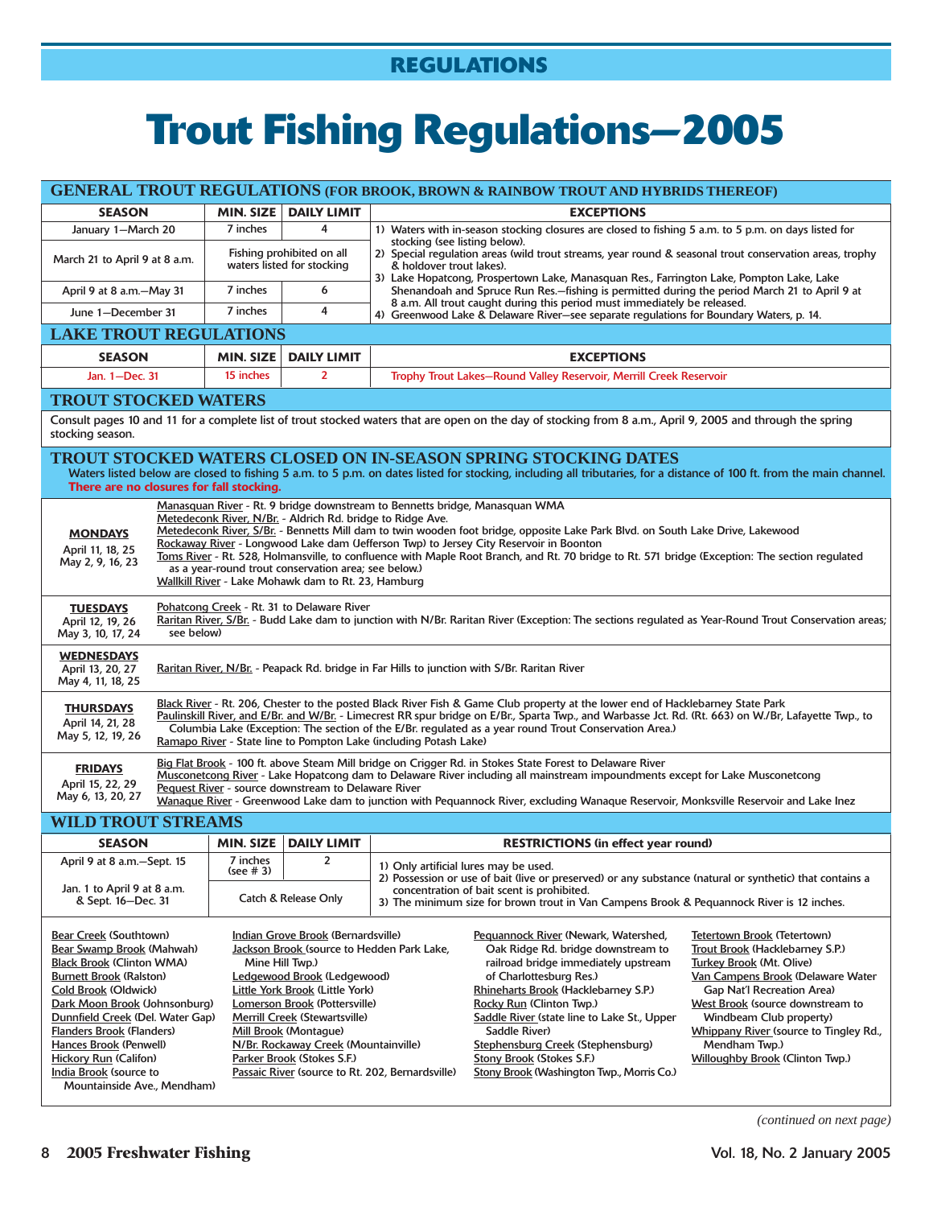## REGULATIONS

# Trout Fishing Regulations—2005

## GENERAL TROUT REGULATIONS (FOR BROOK, BROWN & RAINBOW TROUT AND HYBRIDS THEREOF)

| SEASON | MIN. SIZE | DAILY LIMIT | EXCEPTIONS |
|---|---|---|---|
| January 1—March 20 | 7 inches | 4 | 1) Waters with in-season stocking closures are closed to fishing 5 a.m. to 5 p.m. on days listed for stocking (see listing below). 2) Special regulation areas (wild trout streams, year round & seasonal trout conservation areas, trophy & holdover trout lakes). 3) Lake Hopatcong, Prospertown Lake, Manasquan Res., Farrington Lake, Pompton Lake, Lake Shenandoah and Spruce Run Res.—fishing is permitted during the period March 21 to April 9 at 8 a.m. All trout caught during this period must immediately be released. 4) Greenwood Lake & Delaware River—see separate regulations for Boundary Waters, p. 14. |
| March 21 to April 9 at 8 a.m. | Fishing prohibited on all waters listed for stocking | | |
| April 9 at 8 a.m.—May 31 | 7 inches | 6 | |
| June 1—December 31 | 7 inches | 4 | |

## LAKE TROUT REGULATIONS

| SEASON | MIN. SIZE | DAILY LIMIT | EXCEPTIONS |
|---|---|---|---|
| Jan. 1—Dec. 31 | 15 inches | 2 | Trophy Trout Lakes—Round Valley Reservoir, Merrill Creek Reservoir |

## TROUT STOCKED WATERS

Consult pages 10 and 11 for a complete list of trout stocked waters that are open on the day of stocking from 8 a.m., April 9, 2005 and through the spring stocking season.

## TROUT STOCKED WATERS CLOSED ON IN-SEASON SPRING STOCKING DATES

Waters listed below are closed to fishing 5 a.m. to 5 p.m. on dates listed for stocking, including all tributaries, for a distance of 100 ft. from the main channel. **There are no closures for fall stocking.**

**MONDAYS**
April 11, 18, 25
May 2, 9, 16, 23

- Manasquan River - Rt. 9 bridge downstream to Bennetts bridge, Manasquan WMA
- Metedeconk River, N/Br. - Aldrich Rd. bridge to Ridge Ave.
- Metedeconk River, S/Br. - Bennetts Mill dam to twin wooden foot bridge, opposite Lake Park Blvd. on South Lake Drive, Lakewood
- Rockaway River - Longwood Lake dam (Jefferson Twp) to Jersey City Reservoir in Boonton
- Toms River - Rt. 528, Holmansville, to confluence with Maple Root Branch, and Rt. 70 bridge to Rt. 571 bridge (Exception: The section regulated as a year-round trout conservation area; see below.)
- Wallkill River - Lake Mohawk dam to Rt. 23, Hamburg

**TUESDAYS**
April 12, 19, 26
May 3, 10, 17, 24

- Pohatcong Creek - Rt. 31 to Delaware River
- Raritan River, S/Br. - Budd Lake dam to junction with N/Br. Raritan River (Exception: The sections regulated as Year-Round Trout Conservation areas; see below)

**WEDNESDAYS**
April 13, 20, 27
May 4, 11, 18, 25

- Raritan River, N/Br. - Peapack Rd. bridge in Far Hills to junction with S/Br. Raritan River

**THURSDAYS**
April 14, 21, 28
May 5, 12, 19, 26

- Black River - Rt. 206, Chester to the posted Black River Fish & Game Club property at the lower end of Hacklebarney State Park
- Paulinskill River, and E/Br. and W/Br. - Limecrest RR spur bridge on E/Br., Sparta Twp., and Warbasse Jct. Rd. (Rt. 663) on W./Br, Lafayette Twp., to Columbia Lake (Exception: The section of the E/Br. regulated as a year round Trout Conservation Area.)
- Ramapo River - State line to Pompton Lake (including Potash Lake)

**FRIDAYS**
April 15, 22, 29
May 6, 13, 20, 27

- Big Flat Brook - 100 ft. above Steam Mill bridge on Crigger Rd. in Stokes State Forest to Delaware River
- Musconetcong River - Lake Hopatcong dam to Delaware River including all mainstream impoundments except for Lake Musconetcong
- Pequest River - source downstream to Delaware River
- Wanaque River - Greenwood Lake dam to junction with Pequannock River, excluding Wanaque Reservoir, Monksville Reservoir and Lake Inez

## WILD TROUT STREAMS

| SEASON | MIN. SIZE | DAILY LIMIT | RESTRICTIONS (in effect year round) |
|---|---|---|---|
| April 9 at 8 a.m.—Sept. 15 | 7 inches (see # 3) | 2 | 1) Only artificial lures may be used. 2) Possession or use of bait (live or preserved) or any substance (natural or synthetic) that contains a concentration of bait scent is prohibited. 3) The minimum size for brown trout in Van Campens Brook & Pequannock River is 12 inches. |
| Jan. 1 to April 9 at 8 a.m. & Sept. 16—Dec. 31 | Catch & Release Only | | |

- Bear Creek (Southtown)
- Bear Swamp Brook (Mahwah)
- Black Brook (Clinton WMA)
- Burnett Brook (Ralston)
- Cold Brook (Oldwick)
- Dark Moon Brook (Johnsonburg)
- Dunnfield Creek (Del. Water Gap)
- Flanders Brook (Flanders)
- Hances Brook (Penwell)
- Hickory Run (Califon)
- India Brook (source to Mountainside Ave., Mendham)
- Indian Grove Brook (Bernardsville)
- Jackson Brook (source to Hedden Park Lake, Mine Hill Twp.)
- Ledgewood Brook (Ledgewood)
- Little York Brook (Little York)
- Lomerson Brook (Pottersville)
- Merrill Creek (Stewartsville)
- Mill Brook (Montague)
- N/Br. Rockaway Creek (Mountainville)
- Parker Brook (Stokes S.F.)
- Passaic River (source to Rt. 202, Bernardsville)
- Pequannock River (Newark, Watershed, Oak Ridge Rd. bridge downstream to railroad bridge immediately upstream of Charlottesburg Res.)
- Rhineharts Brook (Hacklebarney S.P.)
- Rocky Run (Clinton Twp.)
- Saddle River (state line to Lake St., Upper Saddle River)
- Stephensburg Creek (Stephensburg)
- Stony Brook (Stokes S.F.)
- Stony Brook (Washington Twp., Morris Co.)
- Tetertown Brook (Tetertown)
- Trout Brook (Hacklebarney S.P.)
- Turkey Brook (Mt. Olive)
- Van Campens Brook (Delaware Water Gap Nat'l Recreation Area)
- West Brook (source downstream to Windbeam Club property)
- Whippany River (source to Tingley Rd., Mendham Twp.)
- Willoughby Brook (Clinton Twp.)

*(continued on next page)*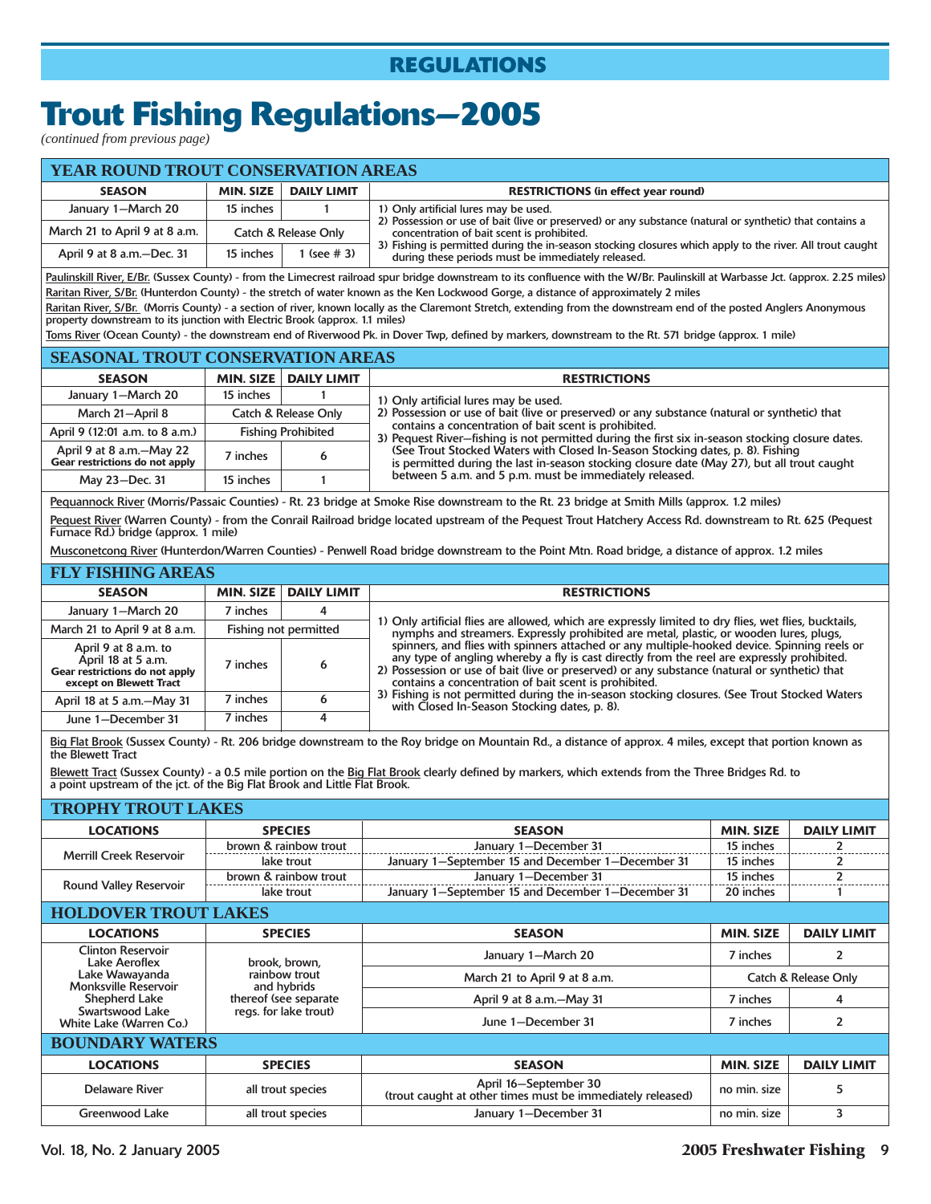## REGULATIONS

# Trout Fishing Regulations—2005

*(continued from previous page)*

### YEAR ROUND TROUT CONSERVATION AREAS

| SEASON | MIN. SIZE | DAILY LIMIT | RESTRICTIONS (in effect year round) |
|---|---|---|---|
| January 1—March 20 | 15 inches | 1 | 1) Only artificial lures may be used. 2) Possession or use of bait (live or preserved) or any substance (natural or synthetic) that contains a concentration of bait scent is prohibited. 3) Fishing is permitted during the in-season stocking closures which apply to the river. All trout caught during these periods must be immediately released. |
| March 21 to April 9 at 8 a.m. | Catch & Release Only | | |
| April 9 at 8 a.m.—Dec. 31 | 15 inches | 1 (see # 3) | |

Paulinskill River, E/Br. (Sussex County) - from the Limecrest railroad spur bridge downstream to its confluence with the W/Br. Paulinskill at Warbasse Jct. (approx. 2.25 miles)

Raritan River, S/Br. (Hunterdon County) - the stretch of water known as the Ken Lockwood Gorge, a distance of approximately 2 miles

Raritan River, S/Br. (Morris County) - a section of river, known locally as the Claremont Stretch, extending from the downstream end of the posted Anglers Anonymous property downstream to its junction with Electric Brook (approx. 1.1 miles)

Toms River (Ocean County) - the downstream end of Riverwood Pk. in Dover Twp, defined by markers, downstream to the Rt. 571 bridge (approx. 1 mile)

### SEASONAL TROUT CONSERVATION AREAS

| SEASON | MIN. SIZE | DAILY LIMIT | RESTRICTIONS |
|---|---|---|---|
| January 1—March 20 | 15 inches | 1 | 1) Only artificial lures may be used. 2) Possession or use of bait (live or preserved) or any substance (natural or synthetic) that contains a concentration of bait scent is prohibited. 3) Pequest River—fishing is not permitted during the first six in-season stocking closure dates. (See Trout Stocked Waters with Closed In-Season Stocking dates, p. 8). Fishing is permitted during the last in-season stocking closure date (May 27), but all trout caught between 5 a.m. and 5 p.m. must be immediately released. |
| March 21—April 8 | Catch & Release Only | | |
| April 9 (12:01 a.m. to 8 a.m.) | Fishing Prohibited | | |
| April 9 at 8 a.m.—May 22 **Gear restrictions do not apply** | 7 inches | 6 | |
| May 23—Dec. 31 | 15 inches | 1 | |

Pequannock River (Morris/Passaic Counties) - Rt. 23 bridge at Smoke Rise downstream to the Rt. 23 bridge at Smith Mills (approx. 1.2 miles)

Pequest River (Warren County) - from the Conrail Railroad bridge located upstream of the Pequest Trout Hatchery Access Rd. downstream to Rt. 625 (Pequest Furnace Rd.) bridge (approx. 1 mile)

Musconetcong River (Hunterdon/Warren Counties) - Penwell Road bridge downstream to the Point Mtn. Road bridge, a distance of approx. 1.2 miles

### FLY FISHING AREAS

| SEASON | MIN. SIZE | DAILY LIMIT | RESTRICTIONS |
|---|---|---|---|
| January 1—March 20 | 7 inches | 4 | 1) Only artificial flies are allowed, which are expressly limited to dry flies, wet flies, bucktails, nymphs and streamers. Expressly prohibited are metal, plastic, or wooden lures, plugs, spinners, and flies with spinners attached or any multiple-hooked device. Spinning reels or any type of angling whereby a fly is cast directly from the reel are expressly prohibited. 2) Possession or use of bait (live or preserved) or any substance (natural or synthetic) that contains a concentration of bait scent is prohibited. 3) Fishing is not permitted during the in-season stocking closures. (See Trout Stocked Waters with Closed In-Season Stocking dates, p. 8). |
| March 21 to April 9 at 8 a.m. | Fishing not permitted | | |
| April 9 at 8 a.m. to April 18 at 5 a.m. **Gear restrictions do not apply except on Blewett Tract** | 7 inches | 6 | |
| April 18 at 5 a.m.—May 31 | 7 inches | 6 | |
| June 1—December 31 | 7 inches | 4 | |

Big Flat Brook (Sussex County) - Rt. 206 bridge downstream to the Roy bridge on Mountain Rd., a distance of approx. 4 miles, except that portion known as the Blewett Tract

Blewett Tract (Sussex County) - a 0.5 mile portion on the Big Flat Brook clearly defined by markers, which extends from the Three Bridges Rd. to a point upstream of the jct. of the Big Flat Brook and Little Flat Brook.

### TROPHY TROUT LAKES

| LOCATIONS | SPECIES | SEASON | MIN. SIZE | DAILY LIMIT |
|---|---|---|---|---|
| Merrill Creek Reservoir | brown & rainbow trout | January 1—December 31 | 15 inches | 2 |
| | lake trout | January 1—September 15 and December 1—December 31 | 15 inches | 2 |
| Round Valley Reservoir | brown & rainbow trout | January 1—December 31 | 15 inches | 2 |
| | lake trout | January 1—September 15 and December 1—December 31 | 20 inches | 1 |

### HOLDOVER TROUT LAKES

| LOCATIONS | SPECIES | SEASON | MIN. SIZE | DAILY LIMIT |
|---|---|---|---|---|
| Clinton Reservoir, Lake Aeroflex, Lake Wawayanda, Monksville Reservoir, Shepherd Lake, Swartswood Lake, White Lake (Warren Co.) | brook, brown, rainbow trout and hybrids thereof (see separate regs. for lake trout) | January 1—March 20 | 7 inches | 2 |
| | | March 21 to April 9 at 8 a.m. | Catch & Release Only | |
| | | April 9 at 8 a.m.—May 31 | 7 inches | 4 |
| | | June 1—December 31 | 7 inches | 2 |

### BOUNDARY WATERS

| LOCATIONS | SPECIES | SEASON | MIN. SIZE | DAILY LIMIT |
|---|---|---|---|---|
| Delaware River | all trout species | April 16—September 30 (trout caught at other times must be immediately released) | no min. size | 5 |
| Greenwood Lake | all trout species | January 1—December 31 | no min. size | 3 |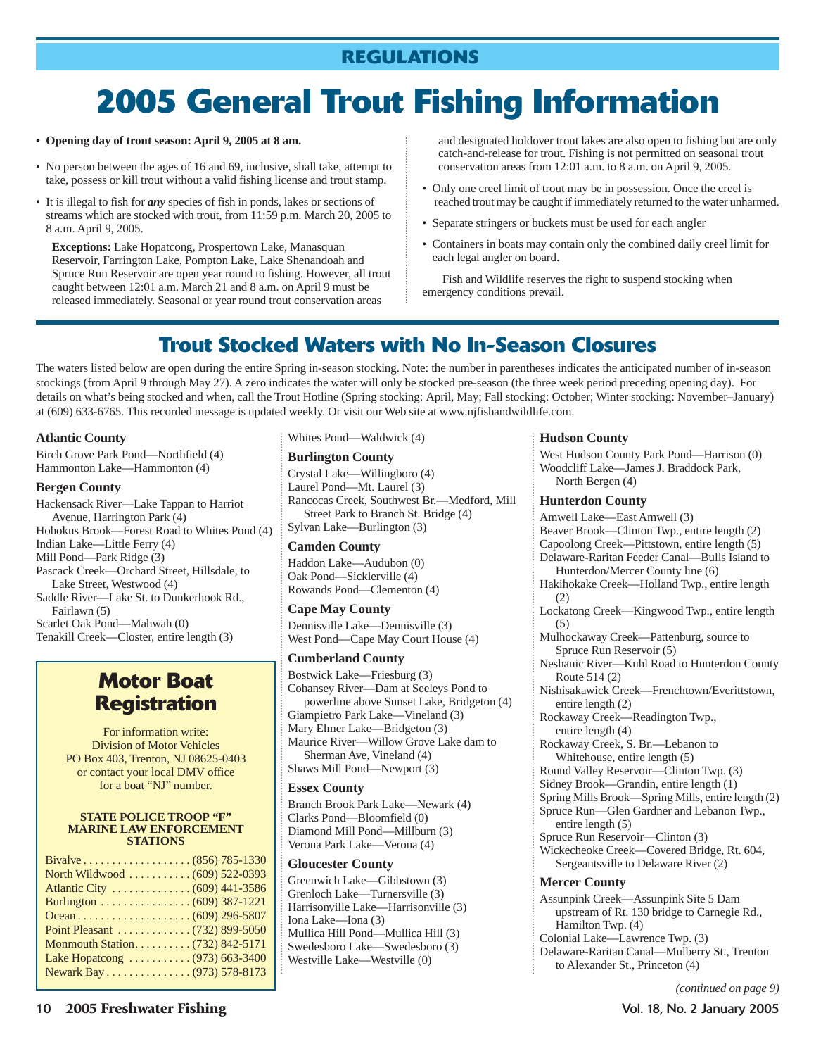## REGULATIONS

# 2005 General Trout Fishing Information

- **Opening day of trout season: April 9, 2005 at 8 am.**
- No person between the ages of 16 and 69, inclusive, shall take, attempt to take, possess or kill trout without a valid fishing license and trout stamp.
- It is illegal to fish for ***any*** species of fish in ponds, lakes or sections of streams which are stocked with trout, from 11:59 p.m. March 20, 2005 to 8 a.m. April 9, 2005.

  **Exceptions:** Lake Hopatcong, Prospertown Lake, Manasquan Reservoir, Farrington Lake, Pompton Lake, Lake Shenandoah and Spruce Run Reservoir are open year round to fishing. However, all trout caught between 12:01 a.m. March 21 and 8 a.m. on April 9 must be released immediately. Seasonal or year round trout conservation areas and designated holdover trout lakes are also open to fishing but are only catch-and-release for trout. Fishing is not permitted on seasonal trout conservation areas from 12:01 a.m. to 8 a.m. on April 9, 2005.
- Only one creel limit of trout may be in possession. Once the creel is reached trout may be caught if immediately returned to the water unharmed.
- Separate stringers or buckets must be used for each angler
- Containers in boats may contain only the combined daily creel limit for each legal angler on board.

Fish and Wildlife reserves the right to suspend stocking when emergency conditions prevail.

## Trout Stocked Waters with No In-Season Closures

The waters listed below are open during the entire Spring in-season stocking. Note: the number in parentheses indicates the anticipated number of in-season stockings (from April 9 through May 27). A zero indicates the water will only be stocked pre-season (the three week period preceding opening day). For details on what's being stocked and when, call the Trout Hotline (Spring stocking: April, May; Fall stocking: October; Winter stocking: November–January) at (609) 633-6765. This recorded message is updated weekly. Or visit our Web site at www.njfishandwildlife.com.

### Atlantic County
Birch Grove Park Pond—Northfield (4)
Hammonton Lake—Hammonton (4)

### Bergen County
Hackensack River—Lake Tappan to Harriot Avenue, Harrington Park (4)
Hohokus Brook—Forest Road to Whites Pond (4)
Indian Lake—Little Ferry (4)
Mill Pond—Park Ridge (3)
Pascack Creek—Orchard Street, Hillsdale, to Lake Street, Westwood (4)
Saddle River—Lake St. to Dunkerhook Rd., Fairlawn (5)
Scarlet Oak Pond—Mahwah (0)
Tenakill Creek—Closter, entire length (3)
Whites Pond—Waldwick (4)

### Burlington County
Crystal Lake—Willingboro (4)
Laurel Pond—Mt. Laurel (3)
Rancocas Creek, Southwest Br.—Medford, Mill Street Park to Branch St. Bridge (4)
Sylvan Lake—Burlington (3)

### Camden County
Haddon Lake—Audubon (0)
Oak Pond—Sicklerville (4)
Rowands Pond—Clementon (4)

### Cape May County
Dennisville Lake—Dennisville (3)
West Pond—Cape May Court House (4)

### Cumberland County
Bostwick Lake—Friesburg (3)
Cohansey River—Dam at Seeleys Pond to powerline above Sunset Lake, Bridgeton (4)
Giampietro Park Lake—Vineland (3)
Mary Elmer Lake—Bridgeton (3)
Maurice River—Willow Grove Lake dam to Sherman Ave, Vineland (4)
Shaws Mill Pond—Newport (3)

### Essex County
Branch Brook Park Lake—Newark (4)
Clarks Pond—Bloomfield (0)
Diamond Mill Pond—Millburn (3)
Verona Park Lake—Verona (4)

### Gloucester County
Greenwich Lake—Gibbstown (3)
Grenloch Lake—Turnersville (3)
Harrisonville Lake—Harrisonville (3)
Iona Lake—Iona (3)
Mullica Hill Pond—Mullica Hill (3)
Swedesboro Lake—Swedesboro (3)
Westville Lake—Westville (0)

### Hudson County
West Hudson County Park Pond—Harrison (0)
Woodcliff Lake—James J. Braddock Park, North Bergen (4)

### Hunterdon County
Amwell Lake—East Amwell (3)
Beaver Brook—Clinton Twp., entire length (2)
Capoolong Creek—Pittstown, entire length (5)
Delaware-Raritan Feeder Canal—Bulls Island to Hunterdon/Mercer County line (6)
Hakihokake Creek—Holland Twp., entire length (2)
Lockatong Creek—Kingwood Twp., entire length (5)
Mulhockaway Creek—Pattenburg, source to Spruce Run Reservoir (5)
Neshanic River—Kuhl Road to Hunterdon County Route 514 (2)
Nishisakawick Creek—Frenchtown/Everittstown, entire length (2)
Rockaway Creek—Readington Twp., entire length (4)
Rockaway Creek, S. Br.—Lebanon to Whitehouse, entire length (5)
Round Valley Reservoir—Clinton Twp. (3)
Sidney Brook—Grandin, entire length (1)
Spring Mills Brook—Spring Mills, entire length (2)
Spruce Run—Glen Gardner and Lebanon Twp., entire length (5)
Spruce Run Reservoir—Clinton (3)
Wickecheoke Creek—Covered Bridge, Rt. 604, Sergeantsville to Delaware River (2)

### Mercer County
Assunpink Creek—Assunpink Site 5 Dam upstream of Rt. 130 bridge to Carnegie Rd., Hamilton Twp. (4)
Colonial Lake—Lawrence Twp. (3)
Delaware-Raritan Canal—Mulberry St., Trenton to Alexander St., Princeton (4)

*(continued on page 9)*

## Motor Boat Registration

For information write:
Division of Motor Vehicles
PO Box 403, Trenton, NJ 08625-0403
or contact your local DMV office
for a boat "NJ" number.

**STATE POLICE TROOP "F" MARINE LAW ENFORCEMENT STATIONS**

| Station | Phone |
|---|---|
| Bivalve | (856) 785-1330 |
| North Wildwood | (609) 522-0393 |
| Atlantic City | (609) 441-3586 |
| Burlington | (609) 387-1221 |
| Ocean | (609) 296-5807 |
| Point Pleasant | (732) 899-5050 |
| Monmouth Station | (732) 842-5171 |
| Lake Hopatcong | (973) 663-3400 |
| Newark Bay | (973) 578-8173 |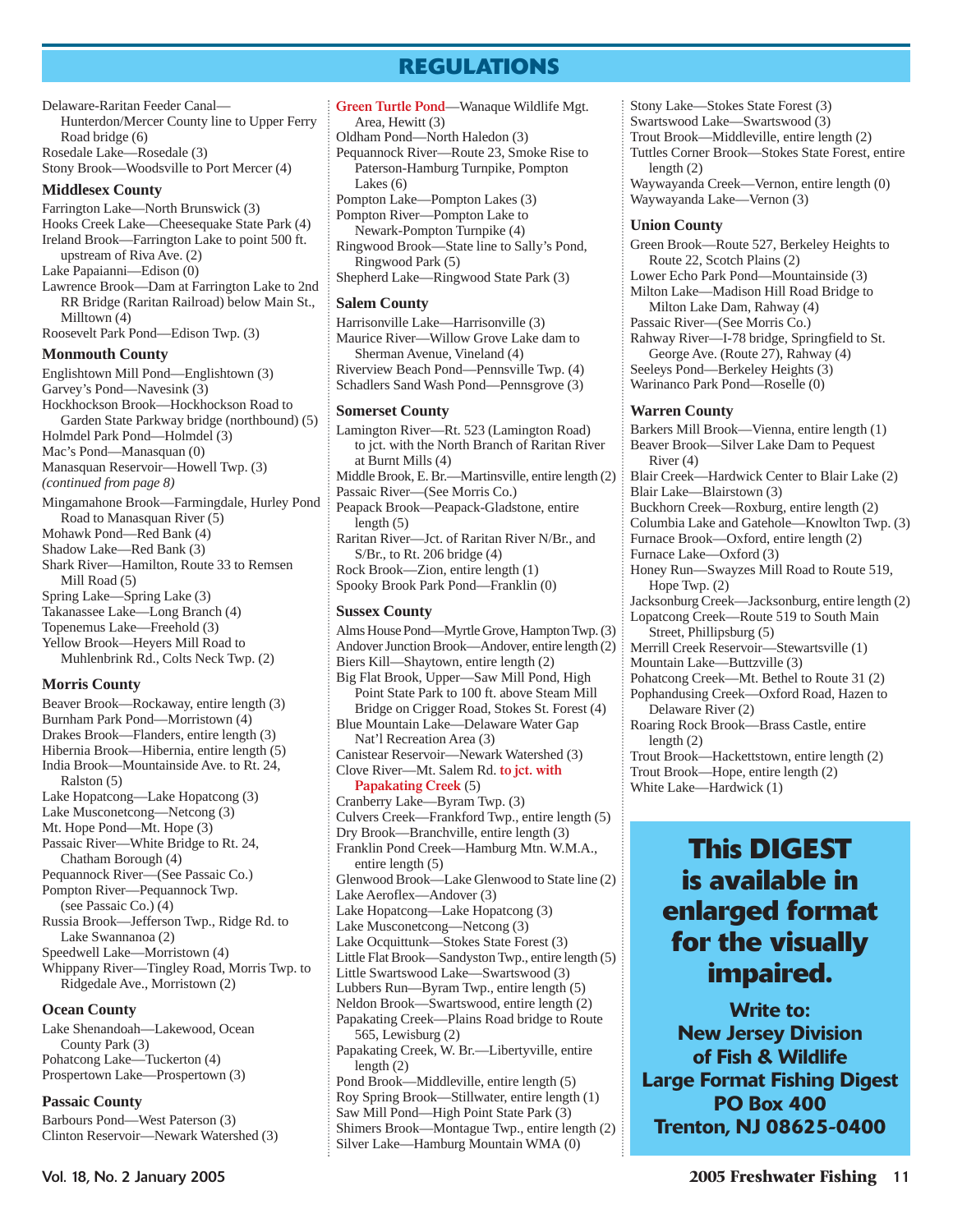## REGULATIONS

Delaware-Raritan Feeder Canal—Hunterdon/Mercer County line to Upper Ferry Road bridge (6)
Rosedale Lake—Rosedale (3)
Stony Brook—Woodsville to Port Mercer (4)

### Middlesex County

Farrington Lake—North Brunswick (3)
Hooks Creek Lake—Cheesequake State Park (4)
Ireland Brook—Farrington Lake to point 500 ft. upstream of Riva Ave. (2)
Lake Papaianni—Edison (0)
Lawrence Brook—Dam at Farrington Lake to 2nd RR Bridge (Raritan Railroad) below Main St., Milltown (4)
Roosevelt Park Pond—Edison Twp. (3)

### Monmouth County

Englishtown Mill Pond—Englishtown (3)
Garvey's Pond—Navesink (3)
Hockhockson Brook—Hockhockson Road to Garden State Parkway bridge (northbound) (5)
Holmdel Park Pond—Holmdel (3)
Mac's Pond—Manasquan (0)
Manasquan Reservoir—Howell Twp. (3)
*(continued from page 8)*
Mingamahone Brook—Farmingdale, Hurley Pond Road to Manasquan River (5)
Mohawk Pond—Red Bank (4)
Shadow Lake—Red Bank (3)
Shark River—Hamilton, Route 33 to Remsen Mill Road (5)
Spring Lake—Spring Lake (3)
Takanassee Lake—Long Branch (4)
Topenemus Lake—Freehold (3)
Yellow Brook—Heyers Mill Road to Muhlenbrink Rd., Colts Neck Twp. (2)

### Morris County

Beaver Brook—Rockaway, entire length (3)
Burnham Park Pond—Morristown (4)
Drakes Brook—Flanders, entire length (3)
Hibernia Brook—Hibernia, entire length (5)
India Brook—Mountainside Ave. to Rt. 24, Ralston (5)
Lake Hopatcong—Lake Hopatcong (3)
Lake Musconetcong—Netcong (3)
Mt. Hope Pond—Mt. Hope (3)
Passaic River—White Bridge to Rt. 24, Chatham Borough (4)
Pequannock River—(See Passaic Co.)
Pompton River—Pequannock Twp. (see Passaic Co.) (4)
Russia Brook—Jefferson Twp., Ridge Rd. to Lake Swannanoa (2)
Speedwell Lake—Morristown (4)
Whippany River—Tingley Road, Morris Twp. to Ridgedale Ave., Morristown (2)

### Ocean County

Lake Shenandoah—Lakewood, Ocean County Park (3)
Pohatcong Lake—Tuckerton (4)
Prospertown Lake—Prospertown (3)

### Passaic County

Barbours Pond—West Paterson (3)
Clinton Reservoir—Newark Watershed (3)
Green Turtle Pond—Wanaque Wildlife Mgt. Area, Hewitt (3)
Oldham Pond—North Haledon (3)
Pequannock River—Route 23, Smoke Rise to Paterson-Hamburg Turnpike, Pompton Lakes (6)
Pompton Lake—Pompton Lakes (3)
Pompton River—Pompton Lake to Newark-Pompton Turnpike (4)
Ringwood Brook—State line to Sally's Pond, Ringwood Park (5)
Shepherd Lake—Ringwood State Park (3)

### Salem County

Harrisonville Lake—Harrisonville (3)
Maurice River—Willow Grove Lake dam to Sherman Avenue, Vineland (4)
Riverview Beach Pond—Pennsville Twp. (4)
Schadlers Sand Wash Pond—Pennsgrove (3)

### Somerset County

Lamington River—Rt. 523 (Lamington Road) to jct. with the North Branch of Raritan River at Burnt Mills (4)
Middle Brook, E. Br.—Martinsville, entire length (2)
Passaic River—(See Morris Co.)
Peapack Brook—Peapack-Gladstone, entire length (5)
Raritan River—Jct. of Raritan River N/Br., and S/Br., to Rt. 206 bridge (4)
Rock Brook—Zion, entire length (1)
Spooky Brook Park Pond—Franklin (0)

### Sussex County

Alms House Pond—Myrtle Grove, Hampton Twp. (3)
Andover Junction Brook—Andover, entire length (2)
Biers Kill—Shaytown, entire length (2)
Big Flat Brook, Upper—Saw Mill Pond, High Point State Park to 100 ft. above Steam Mill Bridge on Crigger Road, Stokes St. Forest (4)
Blue Mountain Lake—Delaware Water Gap Nat'l Recreation Area (3)
Canistear Reservoir—Newark Watershed (3)
Clove River—Mt. Salem Rd. to jct. with Papakating Creek (5)
Cranberry Lake—Byram Twp. (3)
Culvers Creek—Frankford Twp., entire length (5)
Dry Brook—Branchville, entire length (3)
Franklin Pond Creek—Hamburg Mtn. W.M.A., entire length (5)
Glenwood Brook—Lake Glenwood to State line (2)
Lake Aeroflex—Andover (3)
Lake Hopatcong—Lake Hopatcong (3)
Lake Musconetcong—Netcong (3)
Lake Occquittunk—Stokes State Forest (3)
Little Flat Brook—Sandyston Twp., entire length (5)
Little Swartswood Lake—Swartswood (3)
Lubbers Run—Byram Twp., entire length (5)
Neldon Brook—Swartswood, entire length (2)
Papakating Creek—Plains Road bridge to Route 565, Lewisburg (2)
Papakating Creek, W. Br.—Libertyville, entire length (2)
Pond Brook—Middleville, entire length (5)
Roy Spring Brook—Stillwater, entire length (1)
Saw Mill Pond—High Point State Park (3)
Shimers Brook—Montague Twp., entire length (2)
Silver Lake—Hamburg Mountain WMA (0)
Stony Lake—Stokes State Forest (3)
Swartswood Lake—Swartswood (3)
Trout Brook—Middleville, entire length (2)
Tuttles Corner Brook—Stokes State Forest, entire length (2)
Waywayanda Creek—Vernon, entire length (0)
Waywayanda Lake—Vernon (3)

### Union County

Green Brook—Route 527, Berkeley Heights to Route 22, Scotch Plains (2)
Lower Echo Park Pond—Mountainside (3)
Milton Lake—Madison Hill Road Bridge to Milton Lake Dam, Rahway (4)
Passaic River—(See Morris Co.)
Rahway River—I-78 bridge, Springfield to St. George Ave. (Route 27), Rahway (4)
Seeleys Pond—Berkeley Heights (3)
Warinanco Park Pond—Roselle (0)

### Warren County

Barkers Mill Brook—Vienna, entire length (1)
Beaver Brook—Silver Lake Dam to Pequest River (4)
Blair Creek—Hardwick Center to Blair Lake (2)
Blair Lake—Blairstown (3)
Buckhorn Creek—Roxburg, entire length (2)
Columbia Lake and Gatehole—Knowlton Twp. (3)
Furnace Brook—Oxford, entire length (2)
Furnace Lake—Oxford (3)
Honey Run—Swayzes Mill Road to Route 519, Hope Twp. (2)
Jacksonburg Creek—Jacksonburg, entire length (2)
Lopatcong Creek—Route 519 to South Main Street, Phillipsburg (5)
Merrill Creek Reservoir—Stewartsville (1)
Mountain Lake—Buttzville (3)
Pohatcong Creek—Mt. Bethel to Route 31 (2)
Pophandusing Creek—Oxford Road, Hazen to Delaware River (2)
Roaring Rock Brook—Brass Castle, entire length (2)
Trout Brook—Hackettstown, entire length (2)
Trout Brook—Hope, entire length (2)
White Lake—Hardwick (1)

**This DIGEST is available in enlarged format for the visually impaired.**

**Write to:**
**New Jersey Division of Fish & Wildlife**
**Large Format Fishing Digest**
**PO Box 400**
**Trenton, NJ 08625-0400**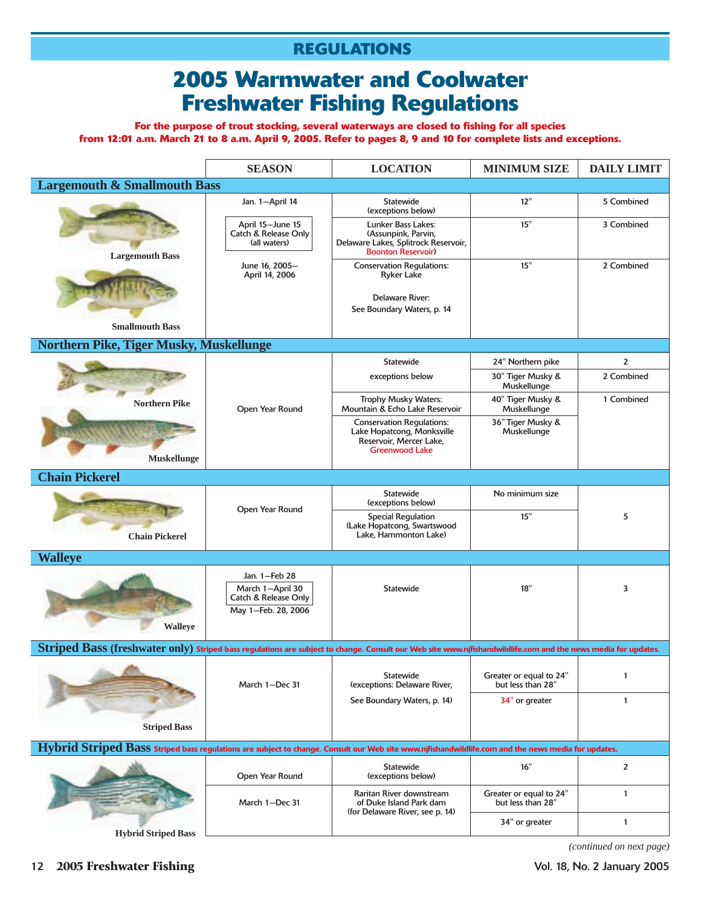## REGULATIONS

# 2005 Warmwater and Coolwater Freshwater Fishing Regulations

**For the purpose of trout stocking, several waterways are closed to fishing for all species from 12:01 a.m. March 21 to 8 a.m. April 9, 2005. Refer to pages 8, 9 and 10 for complete lists and exceptions.**

| | SEASON | LOCATION | MINIMUM SIZE | DAILY LIMIT |
|---|---|---|---|---|
| **Largemouth & Smallmouth Bass** | | | | |
| Largemouth Bass | Jan. 1—April 14 | Statewide (exceptions below) | 12" | 5 Combined |
| | April 15—June 15 Catch & Release Only (all waters) | Lunker Bass Lakes: (Assunpink, Parvin, Delaware Lakes, Splitrock Reservoir, Boonton Reservoir) | 15" | 3 Combined |
| Smallmouth Bass | June 16, 2005—April 14, 2006 | Conservation Regulations: Ryker Lake<br>Delaware River: See Boundary Waters, p. 14 | 15" | 2 Combined |
| **Northern Pike, Tiger Musky, Muskellunge** | | | | |
| Northern Pike | Open Year Round | Statewide | 24" Northern pike | 2 |
| | | exceptions below | 30" Tiger Musky & Muskellunge | 2 Combined |
| Muskellunge | | Trophy Musky Waters: Mountain & Echo Lake Reservoir | 40" Tiger Musky & Muskellunge | 1 Combined |
| | | Conservation Regulations: Lake Hopatcong, Monksville Reservoir, Mercer Lake, Greenwood Lake | 36" Tiger Musky & Muskellunge | |
| **Chain Pickerel** | | | | |
| Chain Pickerel | Open Year Round | Statewide (exceptions below) | No minimum size | 5 |
| | | Special Regulation (Lake Hopatcong, Swartswood Lake, Hammonton Lake) | 15" | |
| **Walleye** | | | | |
| Walleye | Jan. 1—Feb 28<br>March 1—April 30 Catch & Release Only<br>May 1—Feb. 28, 2006 | Statewide | 18" | 3 |
| **Striped Bass (freshwater only)** Striped bass regulations are subject to change. Consult our Web site www.njfishandwildlife.com and the news media for updates. | | | | |
| Striped Bass | March 1—Dec 31 | Statewide (exceptions: Delaware River, | Greater or equal to 24" but less than 28" | 1 |
| | | See Boundary Waters, p. 14) | 34" or greater | 1 |
| **Hybrid Striped Bass** Striped bass regulations are subject to change. Consult our Web site www.njfishandwildlife.com and the news media for updates. | | | | |
| Hybrid Striped Bass | Open Year Round | Statewide (exceptions below) | 16" | 2 |
| | March 1—Dec 31 | Raritan River downstream of Duke Island Park dam (for Delaware River, see p. 14) | Greater or equal to 24" but less than 28" | 1 |
| | | | 34" or greater | 1 |

*(continued on next page)*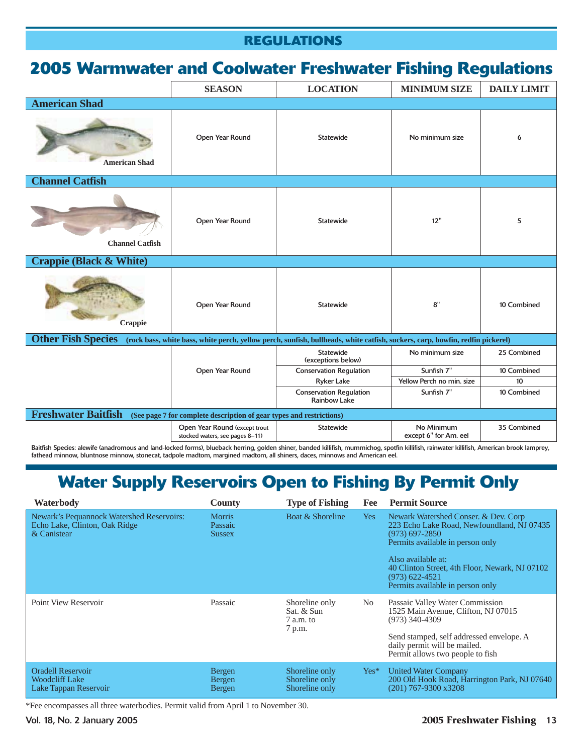## REGULATIONS

# 2005 Warmwater and Coolwater Freshwater Fishing Regulations

| | SEASON | LOCATION | MINIMUM SIZE | DAILY LIMIT |
|---|---|---|---|---|
| **American Shad** | | | | |
| American Shad | Open Year Round | Statewide | No minimum size | 6 |
| **Channel Catfish** | | | | |
| Channel Catfish | Open Year Round | Statewide | 12" | 5 |
| **Crappie (Black & White)** | | | | |
| Crappie | Open Year Round | Statewide | 8" | 10 Combined |
| **Other Fish Species** (rock bass, white bass, white perch, yellow perch, sunfish, bullheads, white catfish, suckers, carp, bowfin, redfin pickerel) | | | | |
| | Open Year Round | Statewide (exceptions below) | No minimum size | 25 Combined |
| | | Conservation Regulation | Sunfish 7" | 10 Combined |
| | | Ryker Lake | Yellow Perch no min. size | 10 |
| | | Conservation Regulation Rainbow Lake | Sunfish 7" | 10 Combined |
| **Freshwater Baitfish** (See page 7 for complete description of gear types and restrictions) | | | | |
| | Open Year Round (except trout stocked waters, see pages 8–11) | Statewide | No Minimum except 6" for Am. eel | 35 Combined |

Baitfish Species: alewife (anadromous and land-locked forms), blueback herring, golden shiner, banded killifish, mummichog, spotfin killifish, rainwater killifish, American brook lamprey, fathead minnow, bluntnose minnow, stonecat, tadpole madtom, margined madtom, all shiners, daces, minnows and American eel.

# Water Supply Reservoirs Open to Fishing By Permit Only

| Waterbody | County | Type of Fishing | Fee | Permit Source |
|---|---|---|---|---|
| Newark's Pequannock Watershed Reservoirs: Echo Lake, Clinton, Oak Ridge & Canistear | Morris Passaic Sussex | Boat & Shoreline | Yes | Newark Watershed Conser. & Dev. Corp 223 Echo Lake Road, Newfoundland, NJ 07435 (973) 697-2850 Permits available in person only<br><br>Also available at: 40 Clinton Street, 4th Floor, Newark, NJ 07102 (973) 622-4521 Permits available in person only |
| Point View Reservoir | Passaic | Shoreline only Sat. & Sun 7 a.m. to 7 p.m. | No | Passaic Valley Water Commission 1525 Main Avenue, Clifton, NJ 07015 (973) 340-4309<br><br>Send stamped, self addressed envelope. A daily permit will be mailed. Permit allows two people to fish |
| Oradell Reservoir<br>Woodcliff Lake<br>Lake Tappan Reservoir | Bergen<br>Bergen<br>Bergen | Shoreline only<br>Shoreline only<br>Shoreline only | Yes* | United Water Company 200 Old Hook Road, Harrington Park, NJ 07640 (201) 767-9300 x3208 |

*Fee encompasses all three waterbodies. Permit valid from April 1 to November 30.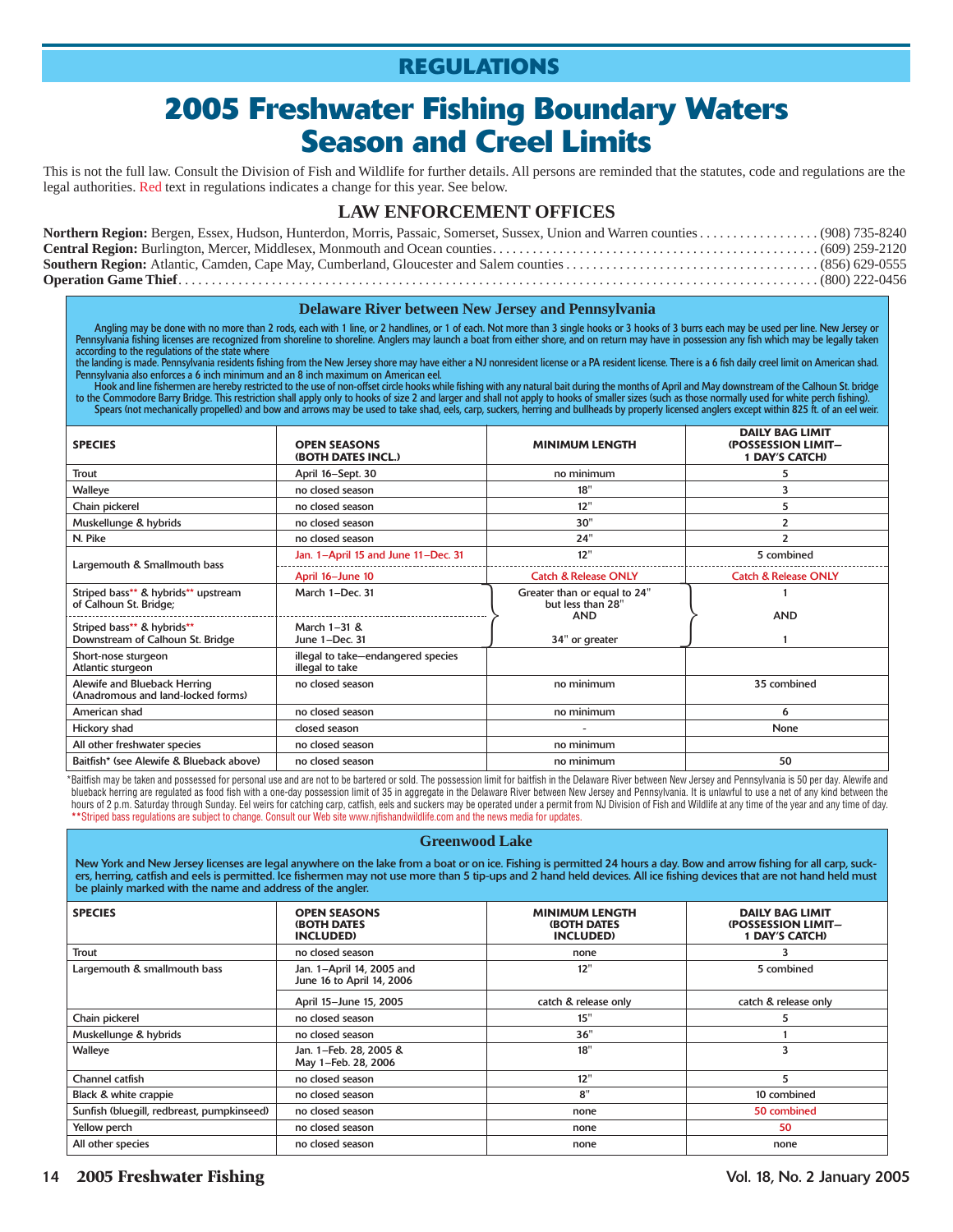REGULATIONS

# 2005 Freshwater Fishing Boundary Waters Season and Creel Limits

This is not the full law. Consult the Division of Fish and Wildlife for further details. All persons are reminded that the statutes, code and regulations are the legal authorities. Red text in regulations indicates a change for this year. See below.

## LAW ENFORCEMENT OFFICES

**Northern Region:** Bergen, Essex, Hudson, Hunterdon, Morris, Passaic, Somerset, Sussex, Union and Warren counties . . . . . (908) 735-8240
**Central Region:** Burlington, Mercer, Middlesex, Monmouth and Ocean counties . . . . . (609) 259-2120
**Southern Region:** Atlantic, Camden, Cape May, Cumberland, Gloucester and Salem counties . . . . . (856) 629-0555
**Operation Game Thief** . . . . . (800) 222-0456

### Delaware River between New Jersey and Pennsylvania

Angling may be done with no more than 2 rods, each with 1 line, or 2 handlines, or 1 of each. Not more than 3 single hooks or 3 hooks of 3 burrs each may be used per line. New Jersey or Pennsylvania fishing licenses are recognized from shoreline to shoreline. Anglers may launch a boat from either shore, and on return may have in possession any fish which may be legally taken according to the regulations of the state where the landing is made. Pennsylvania residents fishing from the New Jersey shore may have either a NJ nonresident license or a PA resident license. There is a 6 fish daily creel limit on American shad. Pennsylvania also enforces a 6 inch minimum and an 8 inch maximum on American eel.

Hook and line fishermen are hereby restricted to the use of non-offset circle hooks while fishing with any natural bait during the months of April and May downstream of the Calhoun St. bridge to the Commodore Barry Bridge. This restriction shall apply only to hooks of size 2 and larger and shall not apply to hooks of smaller sizes (such as those normally used for white perch fishing).

Spears (not mechanically propelled) and bow and arrows may be used to take shad, eels, carp, suckers, herring and bullheads by properly licensed anglers except within 825 ft. of an eel weir.

| SPECIES | OPEN SEASONS (BOTH DATES INCL.) | MINIMUM LENGTH | DAILY BAG LIMIT (POSSESSION LIMIT— 1 DAY'S CATCH) |
|---|---|---|---|
| Trout | April 16–Sept. 30 | no minimum | 5 |
| Walleye | no closed season | 18" | 3 |
| Chain pickerel | no closed season | 12" | 5 |
| Muskellunge & hybrids | no closed season | 30" | 2 |
| N. Pike | no closed season | 24" | 2 |
| Largemouth & Smallmouth bass | Jan. 1–April 15 and June 11–Dec. 31 | 12" | 5 combined |
| | April 16–June 10 | Catch & Release ONLY | Catch & Release ONLY |
| Striped bass** & hybrids** upstream of Calhoun St. Bridge; | March 1–Dec. 31 | Greater than or equal to 24" but less than 28" AND | 1 AND |
| Striped bass** & hybrids** Downstream of Calhoun St. Bridge | March 1–31 & June 1–Dec. 31 | 34" or greater | 1 |
| Short-nose sturgeon / Atlantic sturgeon | illegal to take–endangered species / illegal to take | | |
| Alewife and Blueback Herring (Anadromous and land-locked forms) | no closed season | no minimum | 35 combined |
| American shad | no closed season | no minimum | 6 |
| Hickory shad | closed season | - | None |
| All other freshwater species | no closed season | no minimum | |
| Baitfish* (see Alewife & Blueback above) | no closed season | no minimum | 50 |

*Baitfish may be taken and possessed for personal use and are not to be bartered or sold. The possession limit for baitfish in the Delaware River between New Jersey and Pennsylvania is 50 per day. Alewife and blueback herring are regulated as food fish with a one-day possession limit of 35 in aggregate in the Delaware River between New Jersey and Pennsylvania. It is unlawful to use a net of any kind between the hours of 2 p.m. Saturday through Sunday. Eel weirs for catching carp, catfish, eels and suckers may be operated under a permit from NJ Division of Fish and Wildlife at any time of the year and any time of day.
**Striped bass regulations are subject to change. Consult our Web site www.njfishandwildlife.com and the news media for updates.

### Greenwood Lake

New York and New Jersey licenses are legal anywhere on the lake from a boat or on ice. Fishing is permitted 24 hours a day. Bow and arrow fishing for all carp, suckers, herring, catfish and eels is permitted. Ice fishermen may not use more than 5 tip-ups and 2 hand held devices. All ice fishing devices that are not hand held must be plainly marked with the name and address of the angler.

| SPECIES | OPEN SEASONS (BOTH DATES INCLUDED) | MINIMUM LENGTH (BOTH DATES INCLUDED) | DAILY BAG LIMIT (POSSESSION LIMIT— 1 DAY'S CATCH) |
|---|---|---|---|
| Trout | no closed season | none | 3 |
| Largemouth & smallmouth bass | Jan. 1–April 14, 2005 and June 16 to April 14, 2006 | 12" | 5 combined |
| | April 15–June 15, 2005 | catch & release only | catch & release only |
| Chain pickerel | no closed season | 15" | 5 |
| Muskellunge & hybrids | no closed season | 36" | 1 |
| Walleye | Jan. 1–Feb. 28, 2005 & May 1–Feb. 28, 2006 | 18" | 3 |
| Channel catfish | no closed season | 12" | 5 |
| Black & white crappie | no closed season | 8" | 10 combined |
| Sunfish (bluegill, redbreast, pumpkinseed) | no closed season | none | 50 combined |
| Yellow perch | no closed season | none | 50 |
| All other species | no closed season | none | none |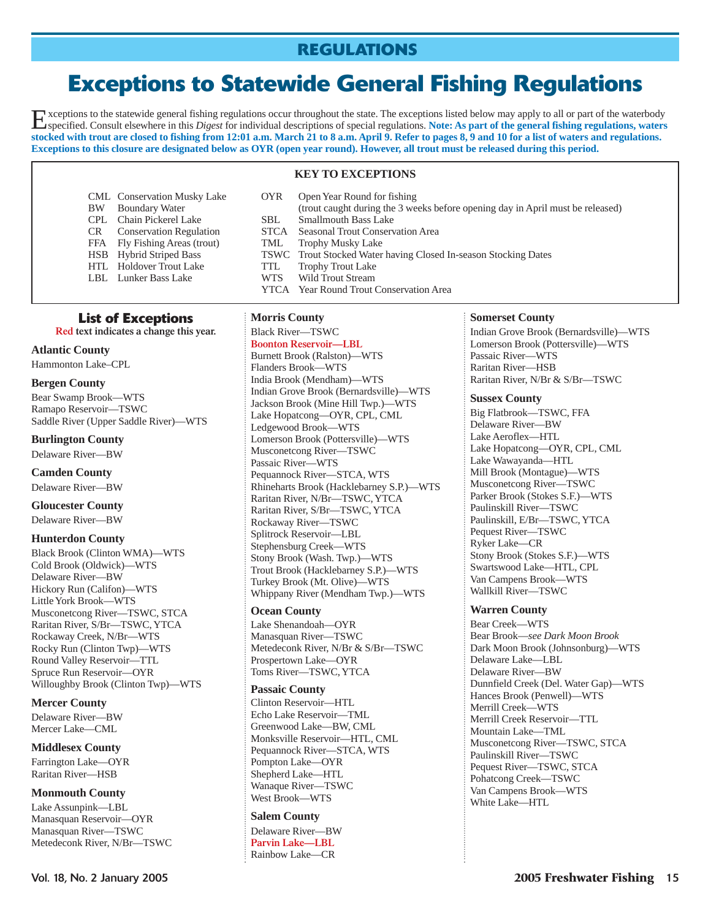## REGULATIONS

# Exceptions to Statewide General Fishing Regulations

Exceptions to the statewide general fishing regulations occur throughout the state. The exceptions listed below may apply to all or part of the waterbody specified. Consult elsewhere in this *Digest* for individual descriptions of special regulations. **Note: As part of the general fishing regulations, waters stocked with trout are closed to fishing from 12:01 a.m. March 21 to 8 a.m. April 9. Refer to pages 8, 9 and 10 for a list of waters and regulations. Exceptions to this closure are designated below as OYR (open year round). However, all trout must be released during this period.**

### KEY TO EXCEPTIONS

| Code | Meaning |
|---|---|
| CML | Conservation Musky Lake |
| BW | Boundary Water |
| CPL | Chain Pickerel Lake |
| CR | Conservation Regulation |
| FFA | Fly Fishing Areas (trout) |
| HSB | Hybrid Striped Bass |
| HTL | Holdover Trout Lake |
| LBL | Lunker Bass Lake |
| OYR | Open Year Round for fishing (trout caught during the 3 weeks before opening day in April must be released) |
| SBL | Smallmouth Bass Lake |
| STCA | Seasonal Trout Conservation Area |
| TML | Trophy Musky Lake |
| TSWC | Trout Stocked Water having Closed In-season Stocking Dates |
| TTL | Trophy Trout Lake |
| WTS | Wild Trout Stream |
| YTCA | Year Round Trout Conservation Area |

## List of Exceptions

**Red text indicates a change this year.**

### Atlantic County
Hammonton Lake–CPL

### Bergen County
Bear Swamp Brook—WTS
Ramapo Reservoir—TSWC
Saddle River (Upper Saddle River)—WTS

### Burlington County
Delaware River—BW

### Camden County
Delaware River—BW

### Gloucester County
Delaware River—BW

### Hunterdon County
Black Brook (Clinton WMA)—WTS
Cold Brook (Oldwick)—WTS
Delaware River—BW
Hickory Run (Califon)—WTS
Little York Brook—WTS
Musconetcong River—TSWC, STCA
Raritan River, S/Br—TSWC, YTCA
Rockaway Creek, N/Br—WTS
Rocky Run (Clinton Twp)—WTS
Round Valley Reservoir—TTL
Spruce Run Reservoir—OYR
Willoughby Brook (Clinton Twp)—WTS

### Mercer County
Delaware River—BW
Mercer Lake—CML

### Middlesex County
Farrington Lake—OYR
Raritan River—HSB

### Monmouth County
Lake Assunpink—LBL
Manasquan Reservoir—OYR
Manasquan River—TSWC
Metedeconk River, N/Br—TSWC

### Morris County
Black River—TSWC
Boonton Reservoir—LBL
Burnett Brook (Ralston)—WTS
Flanders Brook—WTS
India Brook (Mendham)—WTS
Indian Grove Brook (Bernardsville)—WTS
Jackson Brook (Mine Hill Twp.)—WTS
Lake Hopatcong—OYR, CPL, CML
Ledgewood Brook—WTS
Lomerson Brook (Pottersville)—WTS
Musconetcong River—TSWC
Passaic River—WTS
Pequannock River—STCA, WTS
Rhineharts Brook (Hacklebarney S.P.)—WTS
Raritan River, N/Br—TSWC, YTCA
Raritan River, S/Br—TSWC, YTCA
Rockaway River—TSWC
Splitrock Reservoir—LBL
Stephensburg Creek—WTS
Stony Brook (Wash. Twp.)—WTS
Trout Brook (Hacklebarney S.P.)—WTS
Turkey Brook (Mt. Olive)—WTS
Whippany River (Mendham Twp.)—WTS

### Ocean County
Lake Shenandoah—OYR
Manasquan River—TSWC
Metedeconk River, N/Br & S/Br—TSWC
Prospertown Lake—OYR
Toms River—TSWC, YTCA

### Passaic County
Clinton Reservoir—HTL
Echo Lake Reservoir—TML
Greenwood Lake—BW, CML
Monksville Reservoir—HTL, CML
Pequannock River—STCA, WTS
Pompton Lake—OYR
Shepherd Lake—HTL
Wanaque River—TSWC
West Brook—WTS

### Salem County
Delaware River—BW
Parvin Lake—LBL
Rainbow Lake—CR

### Somerset County
Indian Grove Brook (Bernardsville)—WTS
Lomerson Brook (Pottersville)—WTS
Passaic River—WTS
Raritan River—HSB
Raritan River, N/Br & S/Br—TSWC

### Sussex County
Big Flatbrook—TSWC, FFA
Delaware River—BW
Lake Aeroflex—HTL
Lake Hopatcong—OYR, CPL, CML
Lake Wawayanda—HTL
Mill Brook (Montague)—WTS
Musconetcong River—TSWC
Parker Brook (Stokes S.F.)—WTS
Paulinskill River—TSWC
Paulinskill, E/Br—TSWC, YTCA
Pequest River—TSWC
Ryker Lake—CR
Stony Brook (Stokes S.F.)—WTS
Swartswood Lake—HTL, CPL
Van Campens Brook—WTS
Wallkill River—TSWC

### Warren County
Bear Creek—WTS
Bear Brook—*see Dark Moon Brook*
Dark Moon Brook (Johnsonburg)—WTS
Delaware Lake—LBL
Delaware River—BW
Dunnfield Creek (Del. Water Gap)—WTS
Hances Brook (Penwell)—WTS
Merrill Creek—WTS
Merrill Creek Reservoir—TTL
Mountain Lake—TML
Musconetcong River—TSWC, STCA
Paulinskill River—TSWC
Pequest River—TSWC, STCA
Pohatcong Creek—TSWC
Van Campens Brook—WTS
White Lake—HTL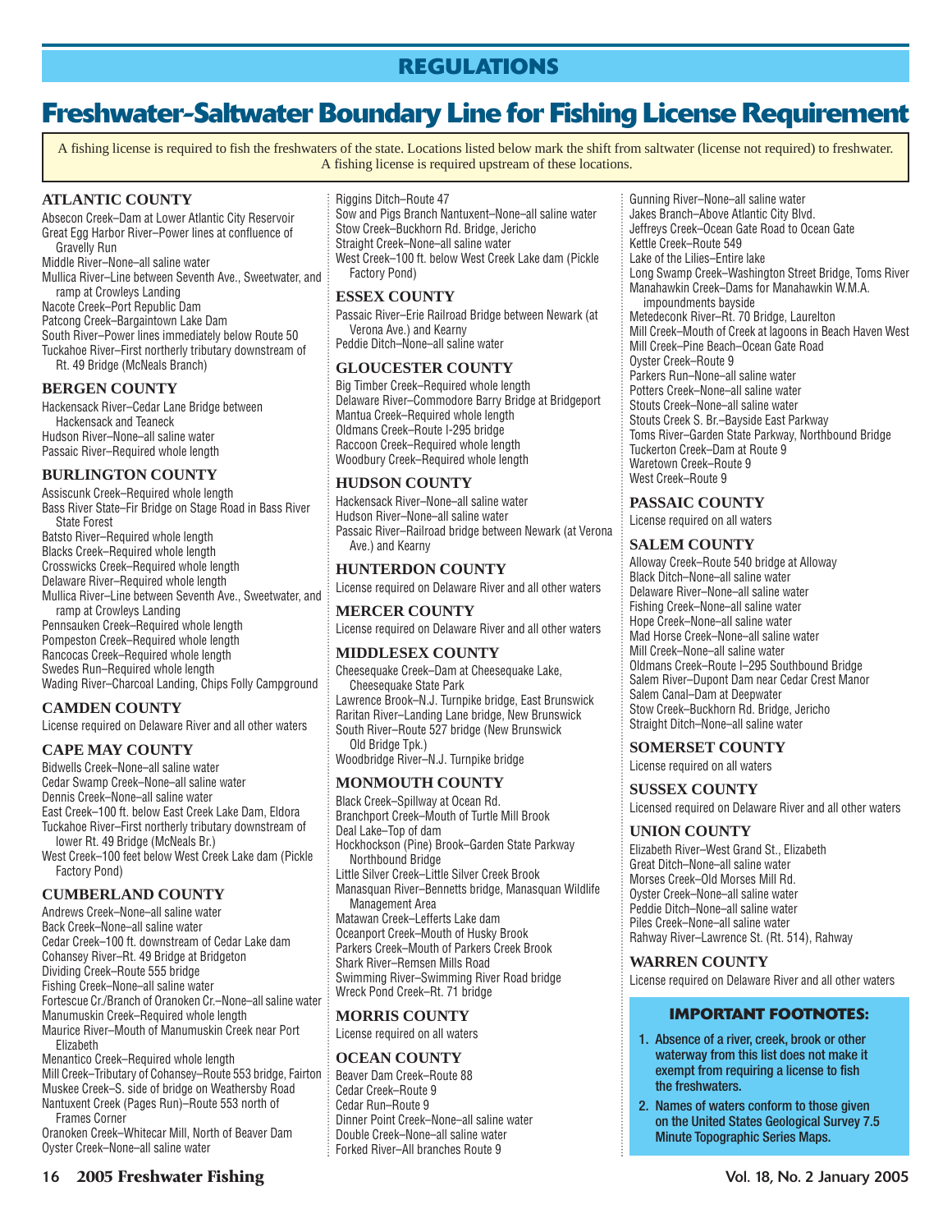## REGULATIONS

# Freshwater-Saltwater Boundary Line for Fishing License Requirement

A fishing license is required to fish the freshwaters of the state. Locations listed below mark the shift from saltwater (license not required) to freshwater. A fishing license is required upstream of these locations.

### ATLANTIC COUNTY

Absecon Creek–Dam at Lower Atlantic City Reservoir
Great Egg Harbor River–Power lines at confluence of Gravelly Run
Middle River–None–all saline water
Mullica River–Line between Seventh Ave., Sweetwater, and ramp at Crowleys Landing
Nacote Creek–Port Republic Dam
Patcong Creek–Bargaintown Lake Dam
South River–Power lines immediately below Route 50
Tuckahoe River–First northerly tributary downstream of Rt. 49 Bridge (McNeals Branch)

### BERGEN COUNTY

Hackensack River–Cedar Lane Bridge between Hackensack and Teaneck
Hudson River–None–all saline water
Passaic River–Required whole length

### BURLINGTON COUNTY

Assiscunk Creek–Required whole length
Bass River State–Fir Bridge on Stage Road in Bass River State Forest
Batsto River–Required whole length
Blacks Creek–Required whole length
Crosswicks Creek–Required whole length
Delaware River–Required whole length
Mullica River–Line between Seventh Ave., Sweetwater, and ramp at Crowleys Landing
Pennsauken Creek–Required whole length
Pompeston Creek–Required whole length
Rancocas Creek–Required whole length
Swedes Run–Required whole length
Wading River–Charcoal Landing, Chips Folly Campground

### CAMDEN COUNTY

License required on Delaware River and all other waters

### CAPE MAY COUNTY

Bidwells Creek–None–all saline water
Cedar Swamp Creek–None–all saline water
Dennis Creek–None–all saline water
East Creek–100 ft. below East Creek Lake Dam, Eldora
Tuckahoe River–First northerly tributary downstream of lower Rt. 49 Bridge (McNeals Br.)
West Creek–100 feet below West Creek Lake dam (Pickle Factory Pond)

### CUMBERLAND COUNTY

Andrews Creek–None–all saline water
Back Creek–None–all saline water
Cedar Creek–100 ft. downstream of Cedar Lake dam
Cohansey River–Rt. 49 Bridge at Bridgeton
Dividing Creek–Route 555 bridge
Fishing Creek–None–all saline water
Fortescue Cr./Branch of Oranoken Cr.–None–all saline water
Manumuskin Creek–Required whole length
Maurice River–Mouth of Manumuskin Creek near Port Elizabeth
Menantico Creek–Required whole length
Mill Creek–Tributary of Cohansey–Route 553 bridge, Fairton
Muskee Creek–S. side of bridge on Weathersby Road
Nantuxent Creek (Pages Run)–Route 553 north of Frames Corner
Oranoken Creek–Whitecar Mill, North of Beaver Dam
Oyster Creek–None–all saline water
Riggins Ditch–Route 47
Sow and Pigs Branch Nantuxent–None–all saline water
Stow Creek–Buckhorn Rd. Bridge, Jericho
Straight Creek–None–all saline water
West Creek–100 ft. below West Creek Lake dam (Pickle Factory Pond)

### ESSEX COUNTY

Passaic River–Erie Railroad Bridge between Newark (at Verona Ave.) and Kearny
Peddie Ditch–None–all saline water

### GLOUCESTER COUNTY

Big Timber Creek–Required whole length
Delaware River–Commodore Barry Bridge at Bridgeport
Mantua Creek–Required whole length
Oldmans Creek–Route I-295 bridge
Raccoon Creek–Required whole length
Woodbury Creek–Required whole length

### HUDSON COUNTY

Hackensack River–None–all saline water
Hudson River–None–all saline water
Passaic River–Railroad bridge between Newark (at Verona Ave.) and Kearny

### HUNTERDON COUNTY

License required on Delaware River and all other waters

### MERCER COUNTY

License required on Delaware River and all other waters

### MIDDLESEX COUNTY

Cheesequake Creek–Dam at Cheesequake Lake, Cheesequake State Park
Lawrence Brook–N.J. Turnpike bridge, East Brunswick
Raritan River–Landing Lane bridge, New Brunswick
South River–Route 527 bridge (New Brunswick Old Bridge Tpk.)
Woodbridge River–N.J. Turnpike bridge

### MONMOUTH COUNTY

Black Creek–Spillway at Ocean Rd.
Branchport Creek–Mouth of Turtle Mill Brook
Deal Lake–Top of dam
Hockhockson (Pine) Brook–Garden State Parkway Northbound Bridge
Little Silver Creek–Little Silver Creek Brook
Manasquan River–Bennetts bridge, Manasquan Wildlife Management Area
Matawan Creek–Lefferts Lake dam
Oceanport Creek–Mouth of Husky Brook
Parkers Creek–Mouth of Parkers Creek Brook
Shark River–Remsen Mills Road
Swimming River–Swimming River Road bridge
Wreck Pond Creek–Rt. 71 bridge

### MORRIS COUNTY

License required on all waters

### OCEAN COUNTY

Beaver Dam Creek–Route 88
Cedar Creek–Route 9
Cedar Run–Route 9
Dinner Point Creek–None–all saline water
Double Creek–None–all saline water
Forked River–All branches Route 9
Gunning River–None–all saline water
Jakes Branch–Above Atlantic City Blvd.
Jeffreys Creek–Ocean Gate Road to Ocean Gate
Kettle Creek–Route 549
Lake of the Lilies–Entire lake
Long Swamp Creek–Washington Street Bridge, Toms River
Manahawkin Creek–Dams for Manahawkin W.M.A. impoundments bayside
Metedeconk River–Rt. 70 Bridge, Laurelton
Mill Creek–Mouth of Creek at lagoons in Beach Haven West
Mill Creek–Pine Beach–Ocean Gate Road
Oyster Creek–Route 9
Parkers Run–None–all saline water
Potters Creek–None–all saline water
Stouts Creek–None–all saline water
Stouts Creek S. Br.–Bayside East Parkway
Toms River–Garden State Parkway, Northbound Bridge
Tuckerton Creek–Dam at Route 9
Waretown Creek–Route 9
West Creek–Route 9

### PASSAIC COUNTY

License required on all waters

### SALEM COUNTY

Alloway Creek–Route 540 bridge at Alloway
Black Ditch–None–all saline water
Delaware River–None–all saline water
Fishing Creek–None–all saline water
Hope Creek–None–all saline water
Mad Horse Creek–None–all saline water
Mill Creek–None–all saline water
Oldmans Creek–Route I–295 Southbound Bridge
Salem River–Dupont Dam near Cedar Crest Manor
Salem Canal–Dam at Deepwater
Stow Creek–Buckhorn Rd. Bridge, Jericho
Straight Ditch–None–all saline water

### SOMERSET COUNTY

License required on all waters

### SUSSEX COUNTY

Licensed required on Delaware River and all other waters

### UNION COUNTY

Elizabeth River–West Grand St., Elizabeth
Great Ditch–None–all saline water
Morses Creek–Old Morses Mill Rd.
Oyster Creek–None–all saline water
Peddie Ditch–None–all saline water
Piles Creek–None–all saline water
Rahway River–Lawrence St. (Rt. 514), Rahway

### WARREN COUNTY

License required on Delaware River and all other waters

### IMPORTANT FOOTNOTES:

1. **Absence of a river, creek, brook or other waterway from this list does not make it exempt from requiring a license to fish the freshwaters.**
2. **Names of waters conform to those given on the United States Geological Survey 7.5 Minute Topographic Series Maps.**